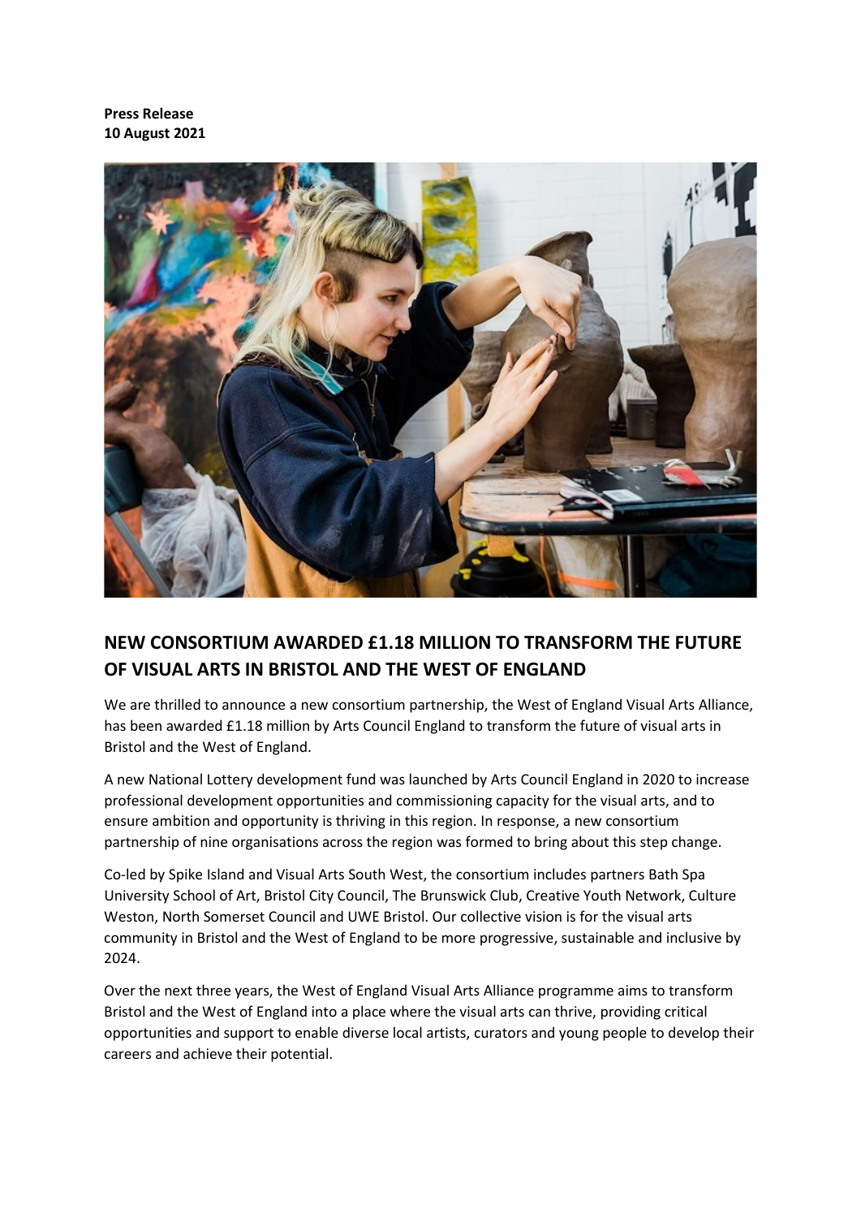**Press Release**
**10 August 2021**

## NEW CONSORTIUM AWARDED £1.18 MILLION TO TRANSFORM THE FUTURE OF VISUAL ARTS IN BRISTOL AND THE WEST OF ENGLAND

We are thrilled to announce a new consortium partnership, the West of England Visual Arts Alliance, has been awarded £1.18 million by Arts Council England to transform the future of visual arts in Bristol and the West of England.

A new National Lottery development fund was launched by Arts Council England in 2020 to increase professional development opportunities and commissioning capacity for the visual arts, and to ensure ambition and opportunity is thriving in this region. In response, a new consortium partnership of nine organisations across the region was formed to bring about this step change.

Co-led by Spike Island and Visual Arts South West, the consortium includes partners Bath Spa University School of Art, Bristol City Council, The Brunswick Club, Creative Youth Network, Culture Weston, North Somerset Council and UWE Bristol. Our collective vision is for the visual arts community in Bristol and the West of England to be more progressive, sustainable and inclusive by 2024.

Over the next three years, the West of England Visual Arts Alliance programme aims to transform Bristol and the West of England into a place where the visual arts can thrive, providing critical opportunities and support to enable diverse local artists, curators and young people to develop their careers and achieve their potential.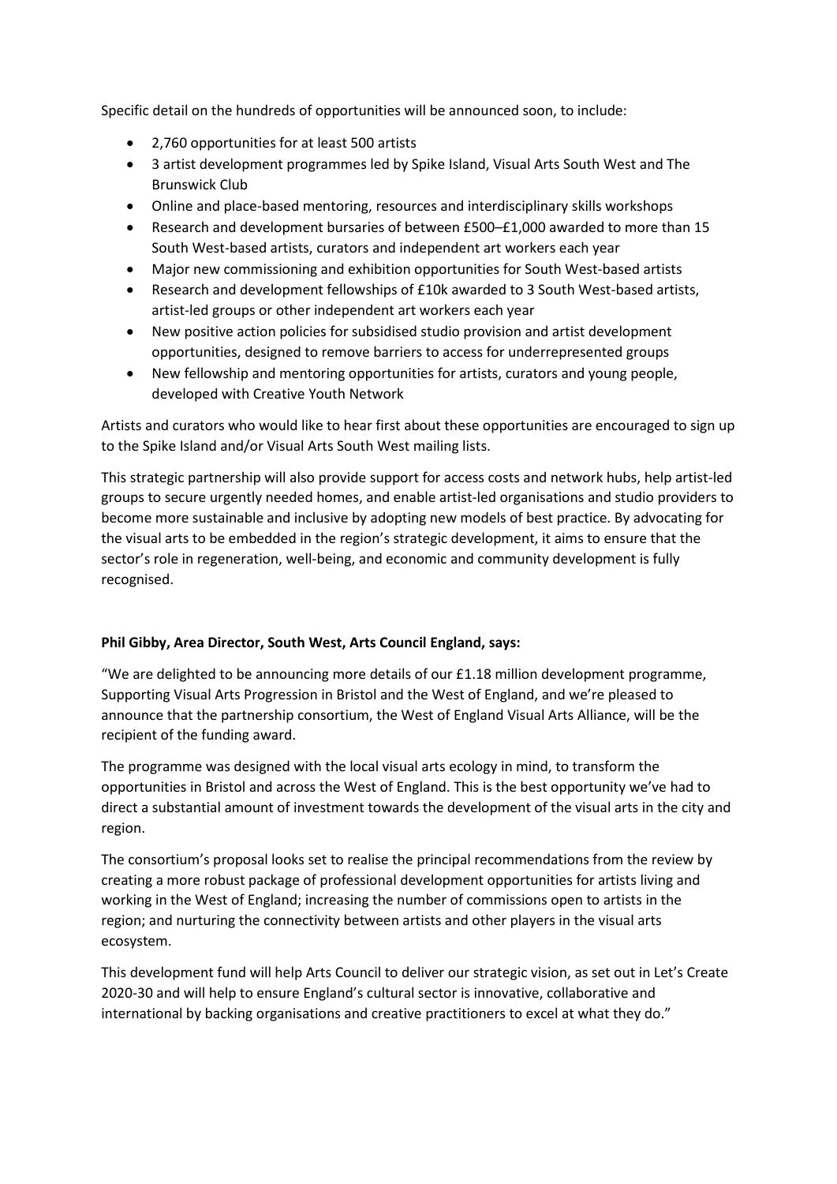Specific detail on the hundreds of opportunities will be announced soon, to include:

- 2,760 opportunities for at least 500 artists
- 3 artist development programmes led by Spike Island, Visual Arts South West and The Brunswick Club
- Online and place-based mentoring, resources and interdisciplinary skills workshops
- Research and development bursaries of between £500–£1,000 awarded to more than 15 South West-based artists, curators and independent art workers each year
- Major new commissioning and exhibition opportunities for South West-based artists
- Research and development fellowships of £10k awarded to 3 South West-based artists, artist-led groups or other independent art workers each year
- New positive action policies for subsidised studio provision and artist development opportunities, designed to remove barriers to access for underrepresented groups
- New fellowship and mentoring opportunities for artists, curators and young people, developed with Creative Youth Network

Artists and curators who would like to hear first about these opportunities are encouraged to sign up to the Spike Island and/or Visual Arts South West mailing lists.

This strategic partnership will also provide support for access costs and network hubs, help artist-led groups to secure urgently needed homes, and enable artist-led organisations and studio providers to become more sustainable and inclusive by adopting new models of best practice. By advocating for the visual arts to be embedded in the region's strategic development, it aims to ensure that the sector's role in regeneration, well-being, and economic and community development is fully recognised.

**Phil Gibby, Area Director, South West, Arts Council England, says:**

"We are delighted to be announcing more details of our £1.18 million development programme, Supporting Visual Arts Progression in Bristol and the West of England, and we're pleased to announce that the partnership consortium, the West of England Visual Arts Alliance, will be the recipient of the funding award.

The programme was designed with the local visual arts ecology in mind, to transform the opportunities in Bristol and across the West of England. This is the best opportunity we've had to direct a substantial amount of investment towards the development of the visual arts in the city and region.

The consortium's proposal looks set to realise the principal recommendations from the review by creating a more robust package of professional development opportunities for artists living and working in the West of England; increasing the number of commissions open to artists in the region; and nurturing the connectivity between artists and other players in the visual arts ecosystem.

This development fund will help Arts Council to deliver our strategic vision, as set out in Let's Create 2020-30 and will help to ensure England's cultural sector is innovative, collaborative and international by backing organisations and creative practitioners to excel at what they do."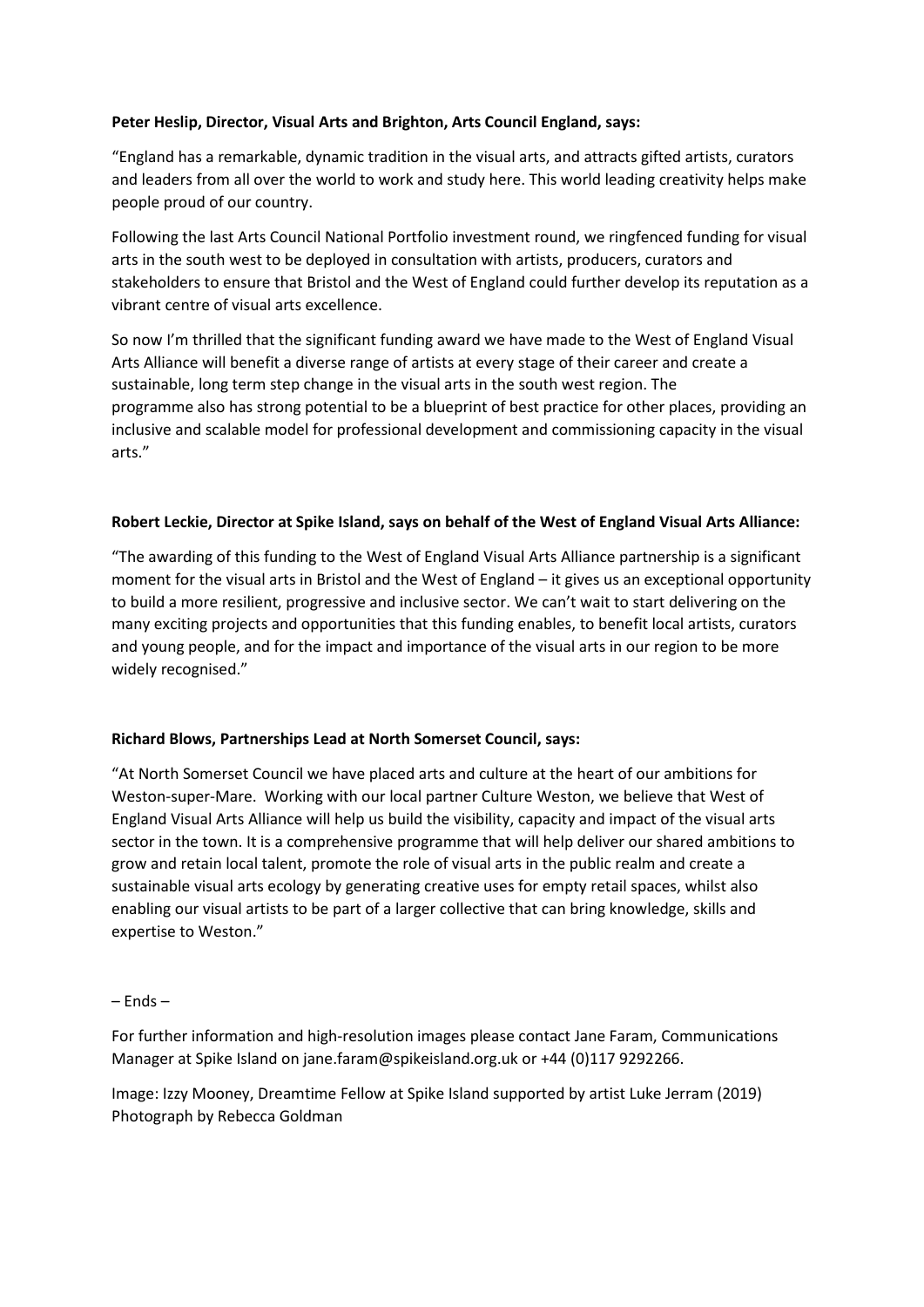**Peter Heslip, Director, Visual Arts and Brighton, Arts Council England, says:**

"England has a remarkable, dynamic tradition in the visual arts, and attracts gifted artists, curators and leaders from all over the world to work and study here. This world leading creativity helps make people proud of our country.

Following the last Arts Council National Portfolio investment round, we ringfenced funding for visual arts in the south west to be deployed in consultation with artists, producers, curators and stakeholders to ensure that Bristol and the West of England could further develop its reputation as a vibrant centre of visual arts excellence.

So now I'm thrilled that the significant funding award we have made to the West of England Visual Arts Alliance will benefit a diverse range of artists at every stage of their career and create a sustainable, long term step change in the visual arts in the south west region. The programme also has strong potential to be a blueprint of best practice for other places, providing an inclusive and scalable model for professional development and commissioning capacity in the visual arts."

**Robert Leckie, Director at Spike Island, says on behalf of the West of England Visual Arts Alliance:**

"The awarding of this funding to the West of England Visual Arts Alliance partnership is a significant moment for the visual arts in Bristol and the West of England – it gives us an exceptional opportunity to build a more resilient, progressive and inclusive sector. We can't wait to start delivering on the many exciting projects and opportunities that this funding enables, to benefit local artists, curators and young people, and for the impact and importance of the visual arts in our region to be more widely recognised."

**Richard Blows, Partnerships Lead at North Somerset Council, says:**

"At North Somerset Council we have placed arts and culture at the heart of our ambitions for Weston-super-Mare. Working with our local partner Culture Weston, we believe that West of England Visual Arts Alliance will help us build the visibility, capacity and impact of the visual arts sector in the town. It is a comprehensive programme that will help deliver our shared ambitions to grow and retain local talent, promote the role of visual arts in the public realm and create a sustainable visual arts ecology by generating creative uses for empty retail spaces, whilst also enabling our visual artists to be part of a larger collective that can bring knowledge, skills and expertise to Weston."

– Ends –

For further information and high-resolution images please contact Jane Faram, Communications Manager at Spike Island on jane.faram@spikeisland.org.uk or +44 (0)117 9292266.

Image: Izzy Mooney, Dreamtime Fellow at Spike Island supported by artist Luke Jerram (2019) Photograph by Rebecca Goldman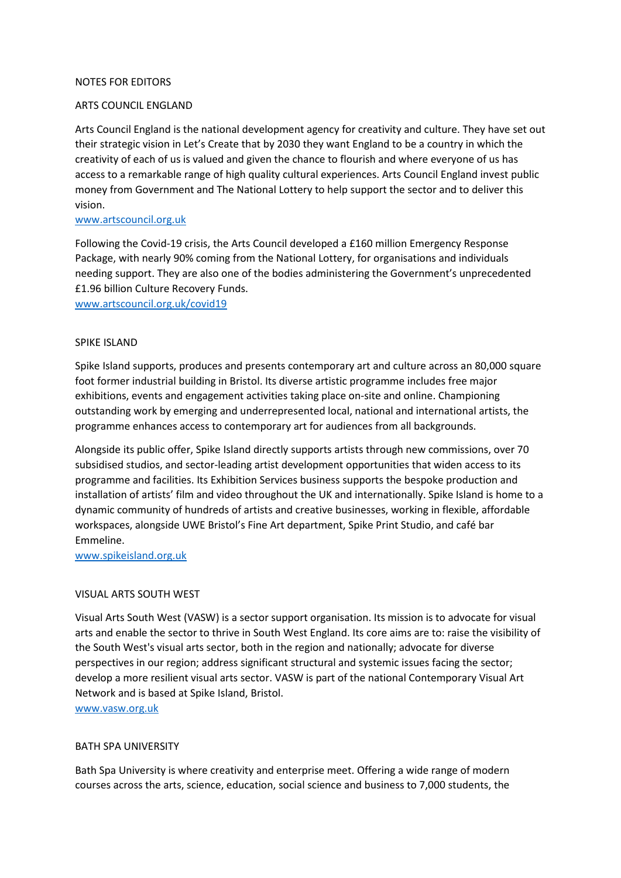NOTES FOR EDITORS

## ARTS COUNCIL ENGLAND

Arts Council England is the national development agency for creativity and culture. They have set out their strategic vision in Let's Create that by 2030 they want England to be a country in which the creativity of each of us is valued and given the chance to flourish and where everyone of us has access to a remarkable range of high quality cultural experiences. Arts Council England invest public money from Government and The National Lottery to help support the sector and to deliver this vision.
[www.artscouncil.org.uk](www.artscouncil.org.uk)

Following the Covid-19 crisis, the Arts Council developed a £160 million Emergency Response Package, with nearly 90% coming from the National Lottery, for organisations and individuals needing support. They are also one of the bodies administering the Government's unprecedented £1.96 billion Culture Recovery Funds.
[www.artscouncil.org.uk/covid19](www.artscouncil.org.uk/covid19)

## SPIKE ISLAND

Spike Island supports, produces and presents contemporary art and culture across an 80,000 square foot former industrial building in Bristol. Its diverse artistic programme includes free major exhibitions, events and engagement activities taking place on-site and online. Championing outstanding work by emerging and underrepresented local, national and international artists, the programme enhances access to contemporary art for audiences from all backgrounds.

Alongside its public offer, Spike Island directly supports artists through new commissions, over 70 subsidised studios, and sector-leading artist development opportunities that widen access to its programme and facilities. Its Exhibition Services business supports the bespoke production and installation of artists' film and video throughout the UK and internationally. Spike Island is home to a dynamic community of hundreds of artists and creative businesses, working in flexible, affordable workspaces, alongside UWE Bristol's Fine Art department, Spike Print Studio, and café bar Emmeline.
[www.spikeisland.org.uk](www.spikeisland.org.uk)

## VISUAL ARTS SOUTH WEST

Visual Arts South West (VASW) is a sector support organisation. Its mission is to advocate for visual arts and enable the sector to thrive in South West England. Its core aims are to: raise the visibility of the South West's visual arts sector, both in the region and nationally; advocate for diverse perspectives in our region; address significant structural and systemic issues facing the sector; develop a more resilient visual arts sector. VASW is part of the national Contemporary Visual Art Network and is based at Spike Island, Bristol.
[www.vasw.org.uk](www.vasw.org.uk)

## BATH SPA UNIVERSITY

Bath Spa University is where creativity and enterprise meet. Offering a wide range of modern courses across the arts, science, education, social science and business to 7,000 students, the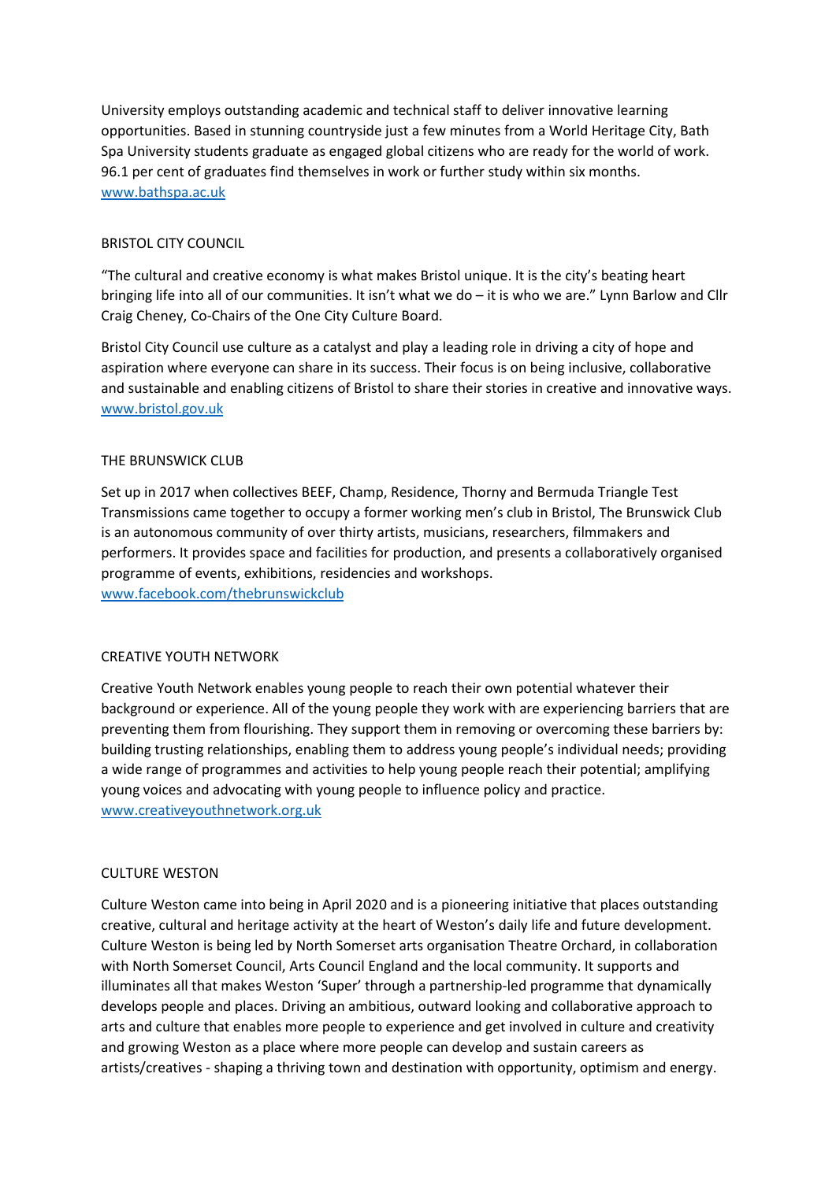University employs outstanding academic and technical staff to deliver innovative learning opportunities. Based in stunning countryside just a few minutes from a World Heritage City, Bath Spa University students graduate as engaged global citizens who are ready for the world of work. 96.1 per cent of graduates find themselves in work or further study within six months.
[www.bathspa.ac.uk](http://www.bathspa.ac.uk)

## BRISTOL CITY COUNCIL

"The cultural and creative economy is what makes Bristol unique. It is the city's beating heart bringing life into all of our communities. It isn't what we do – it is who we are." Lynn Barlow and Cllr Craig Cheney, Co-Chairs of the One City Culture Board.

Bristol City Council use culture as a catalyst and play a leading role in driving a city of hope and aspiration where everyone can share in its success. Their focus is on being inclusive, collaborative and sustainable and enabling citizens of Bristol to share their stories in creative and innovative ways.
[www.bristol.gov.uk](http://www.bristol.gov.uk)

## THE BRUNSWICK CLUB

Set up in 2017 when collectives BEEF, Champ, Residence, Thorny and Bermuda Triangle Test Transmissions came together to occupy a former working men's club in Bristol, The Brunswick Club is an autonomous community of over thirty artists, musicians, researchers, filmmakers and performers. It provides space and facilities for production, and presents a collaboratively organised programme of events, exhibitions, residencies and workshops.
[www.facebook.com/thebrunswickclub](http://www.facebook.com/thebrunswickclub)

## CREATIVE YOUTH NETWORK

Creative Youth Network enables young people to reach their own potential whatever their background or experience. All of the young people they work with are experiencing barriers that are preventing them from flourishing. They support them in removing or overcoming these barriers by: building trusting relationships, enabling them to address young people's individual needs; providing a wide range of programmes and activities to help young people reach their potential; amplifying young voices and advocating with young people to influence policy and practice.
[www.creativeyouthnetwork.org.uk](http://www.creativeyouthnetwork.org.uk)

## CULTURE WESTON

Culture Weston came into being in April 2020 and is a pioneering initiative that places outstanding creative, cultural and heritage activity at the heart of Weston's daily life and future development. Culture Weston is being led by North Somerset arts organisation Theatre Orchard, in collaboration with North Somerset Council, Arts Council England and the local community. It supports and illuminates all that makes Weston 'Super' through a partnership-led programme that dynamically develops people and places. Driving an ambitious, outward looking and collaborative approach to arts and culture that enables more people to experience and get involved in culture and creativity and growing Weston as a place where more people can develop and sustain careers as artists/creatives - shaping a thriving town and destination with opportunity, optimism and energy.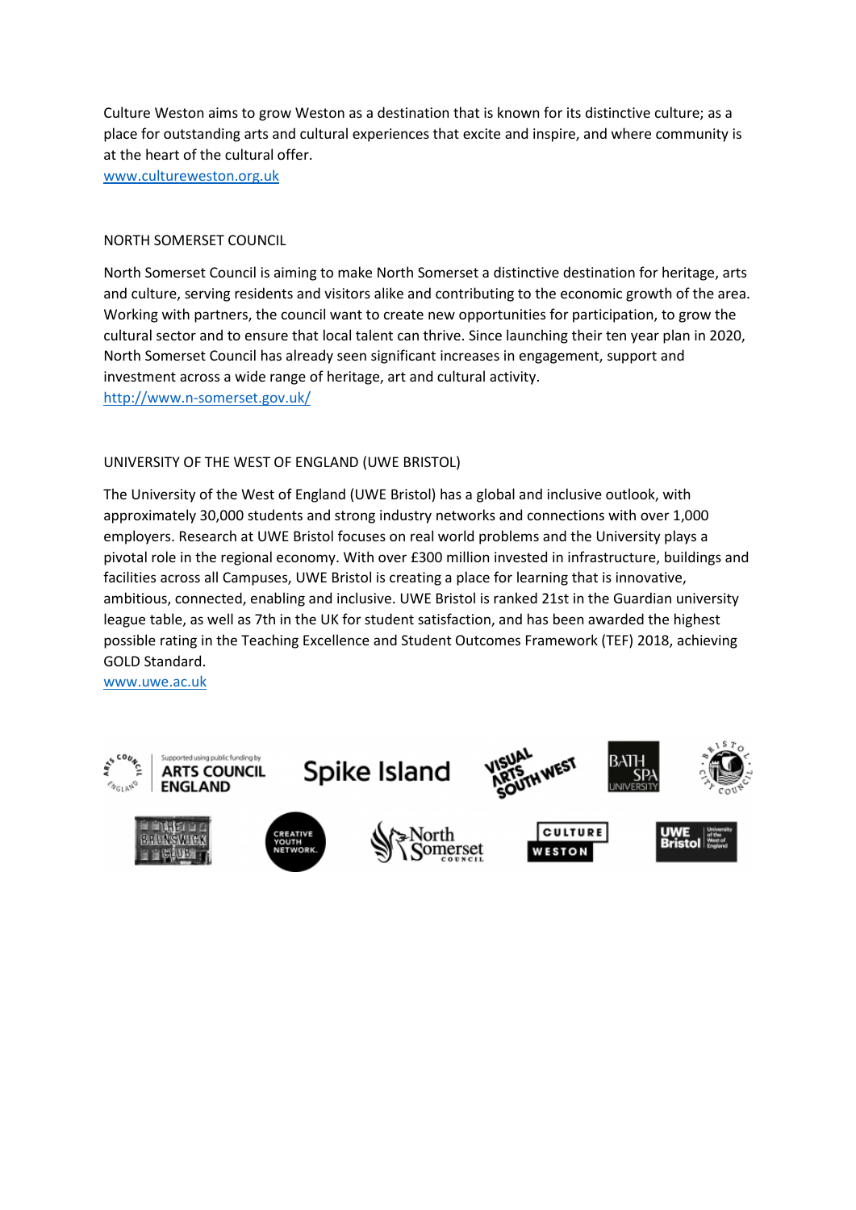Culture Weston aims to grow Weston as a destination that is known for its distinctive culture; as a place for outstanding arts and cultural experiences that excite and inspire, and where community is at the heart of the cultural offer.
www.cultureweston.org.uk

NORTH SOMERSET COUNCIL

North Somerset Council is aiming to make North Somerset a distinctive destination for heritage, arts and culture, serving residents and visitors alike and contributing to the economic growth of the area. Working with partners, the council want to create new opportunities for participation, to grow the cultural sector and to ensure that local talent can thrive. Since launching their ten year plan in 2020, North Somerset Council has already seen significant increases in engagement, support and investment across a wide range of heritage, art and cultural activity.
http://www.n-somerset.gov.uk/

UNIVERSITY OF THE WEST OF ENGLAND (UWE BRISTOL)

The University of the West of England (UWE Bristol) has a global and inclusive outlook, with approximately 30,000 students and strong industry networks and connections with over 1,000 employers. Research at UWE Bristol focuses on real world problems and the University plays a pivotal role in the regional economy. With over £300 million invested in infrastructure, buildings and facilities across all Campuses, UWE Bristol is creating a place for learning that is innovative, ambitious, connected, enabling and inclusive. UWE Bristol is ranked 21st in the Guardian university league table, as well as 7th in the UK for student satisfaction, and has been awarded the highest possible rating in the Teaching Excellence and Student Outcomes Framework (TEF) 2018, achieving GOLD Standard.
www.uwe.ac.uk